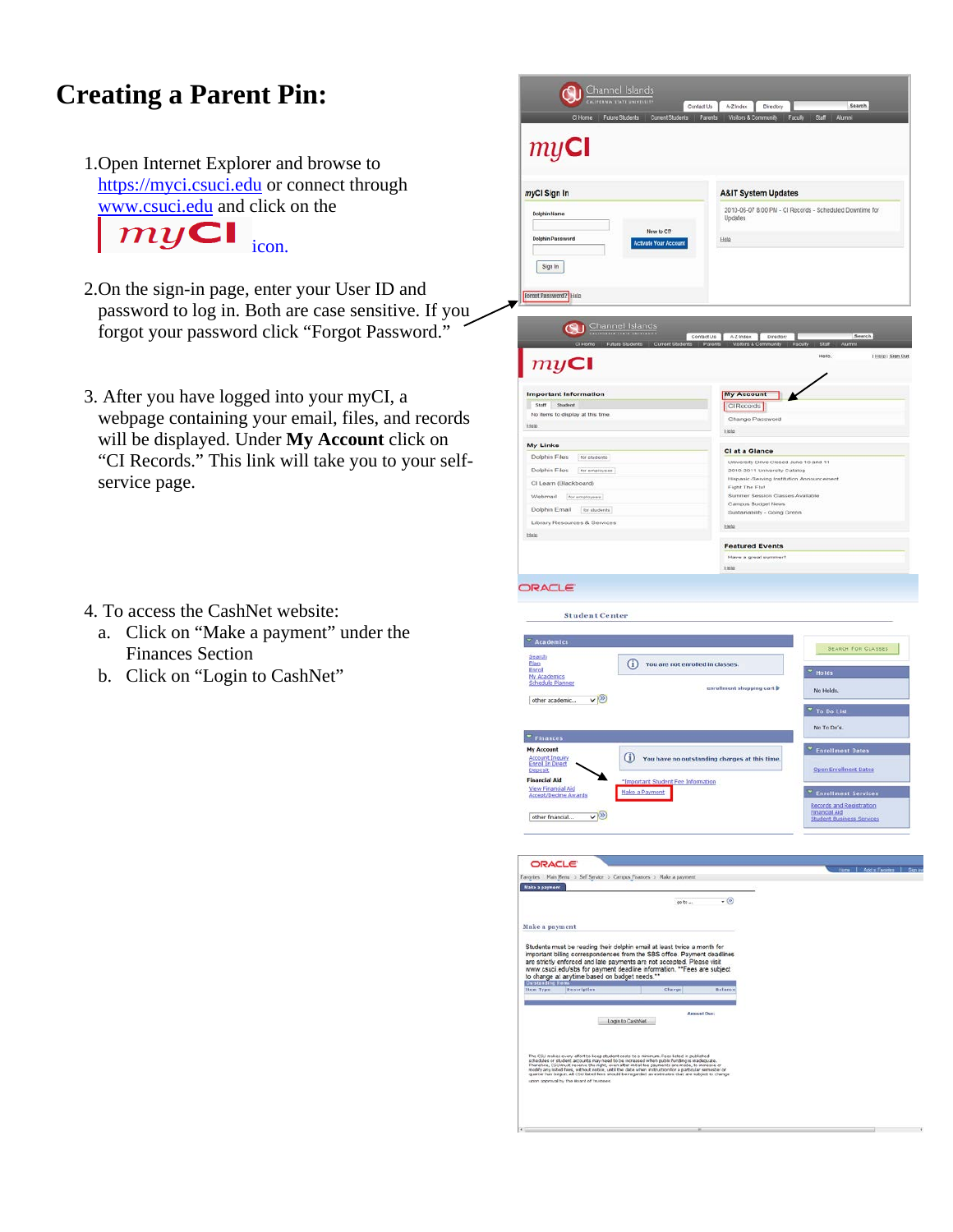# Creating a Parent Pin:

1. Open Internet Explorer and browse to https://myci.csuci.edu or connect through www.csuci.edu and click on the myCI icon.

2. On the sign-in page, enter your User ID and password to log in. Both are case sensitive. If you forgot your password click "Forgot Password."

3. After you have logged into your myCI, a webpage containing your email, files, and records will be displayed. Under **My Account** click on "CI Records." This link will take you to your self-service page.

4. To access the CashNet website:
   a. Click on "Make a payment" under the Finances Section
   b. Click on "Login to CashNet"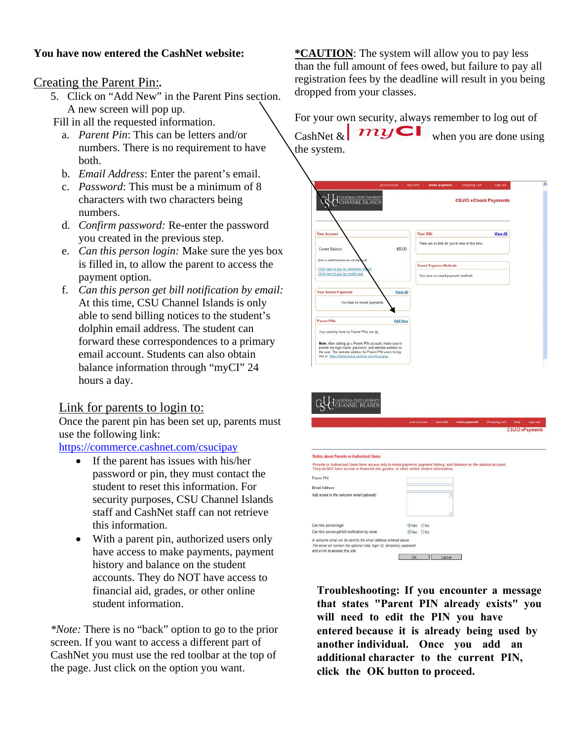**You have now entered the CashNet website:**

## Creating the Parent Pin:.

5. Click on "Add New" in the Parent Pins section. A new screen will pop up.

Fill in all the requested information.

a. *Parent Pin*: This can be letters and/or numbers. There is no requirement to have both.
b. *Email Address*: Enter the parent's email.
c. *Password*: This must be a minimum of 8 characters with two characters being numbers.
d. *Confirm password:* Re-enter the password you created in the previous step.
e. *Can this person login:* Make sure the yes box is filled in, to allow the parent to access the payment option.
f. *Can this person get bill notification by email:* At this time, CSU Channel Islands is only able to send billing notices to the student's dolphin email address. The student can forward these correspondences to a primary email account. Students can also obtain balance information through "myCI" 24 hours a day.

## Link for parents to login to:

Once the parent pin has been set up, parents must use the following link:
https://commerce.cashnet.com/csucipay

- If the parent has issues with his/her password or pin, they must contact the student to reset this information. For security purposes, CSU Channel Islands staff and CashNet staff can not retrieve this information.
- With a parent pin, authorized users only have access to make payments, payment history and balance on the student accounts. They do NOT have access to financial aid, grades, or other online student information.

**Note:* There is no "back" option to go to the prior screen. If you want to access a different part of CashNet you must use the red toolbar at the top of the page. Just click on the option you want.

***CAUTION**: The system will allow you to pay less than the full amount of fees owed, but failure to pay all registration fees by the deadline will result in you being dropped from your classes.

For your own security, always remember to log out of CashNet & myCI when you are done using the system.

**Troubleshooting: If you encounter a message that states "Parent PIN already exists" you will need to edit the PIN you have entered because it is already being used by another individual. Once you add an additional character to the current PIN, click the OK button to proceed.**